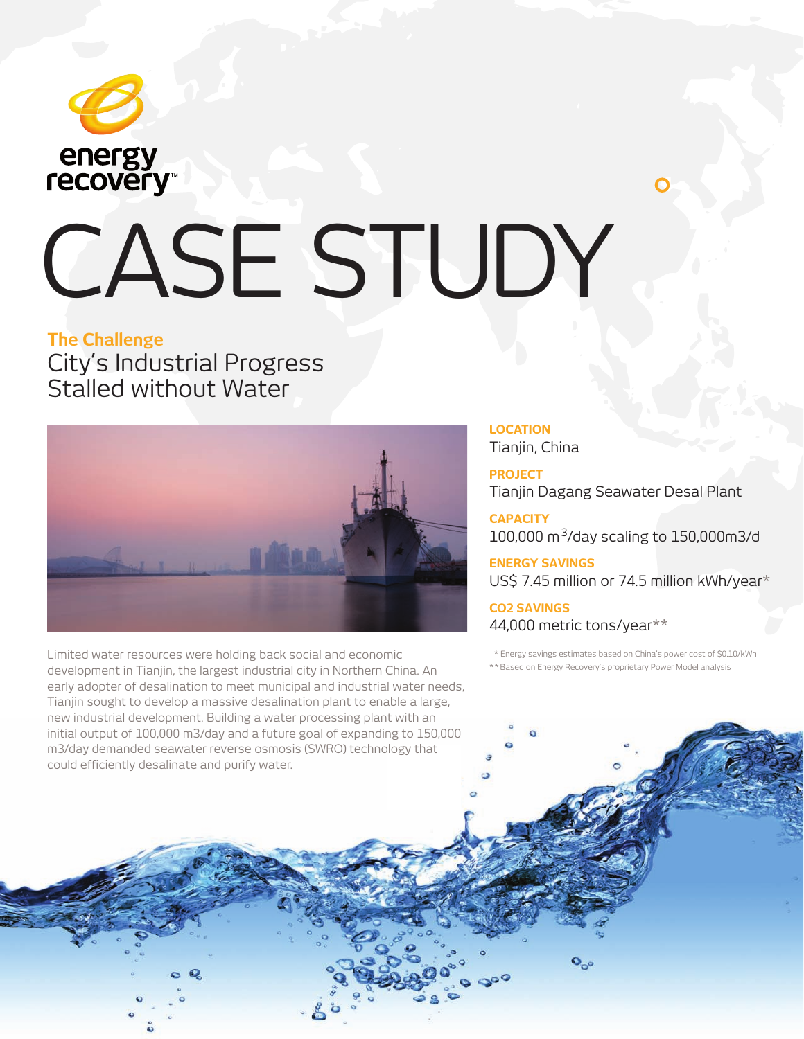energy recovery™

# CASE STUDY

## The Challenge

City's Industrial Progress Stalled without Water

Limited water resources were holding back social and economic development in Tianjin, the largest industrial city in Northern China. An early adopter of desalination to meet municipal and industrial water needs, Tianjin sought to develop a massive desalination plant to enable a large, new industrial development. Building a water processing plant with an initial output of 100,000 m3/day and a future goal of expanding to 150,000 m3/day demanded seawater reverse osmosis (SWRO) technology that could efficiently desalinate and purify water.

**LOCATION**
Tianjin, China

**PROJECT**
Tianjin Dagang Seawater Desal Plant

**CAPACITY**
100,000 $m^3$/day scaling to 150,000m3/d

**ENERGY SAVINGS**
US$ 7.45 million or 74.5 million kWh/year*

**CO2 SAVINGS**
44,000 metric tons/year**

\* Energy savings estimates based on China's power cost of $0.10/kWh
\*\* Based on Energy Recovery's proprietary Power Model analysis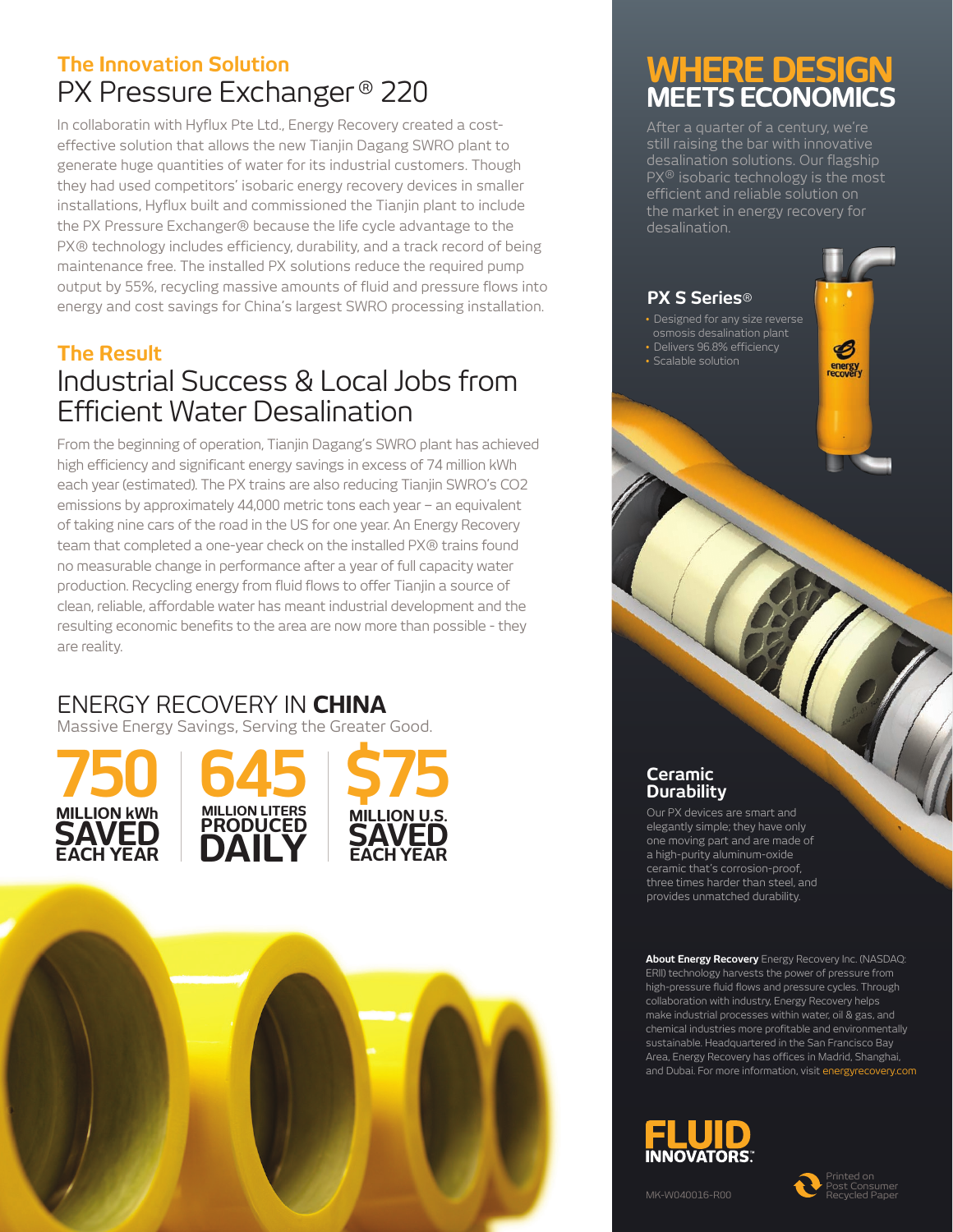## The Innovation Solution

# PX Pressure Exchanger® 220

In collaboratin with Hyflux Pte Ltd., Energy Recovery created a cost-effective solution that allows the new Tianjin Dagang SWRO plant to generate huge quantities of water for its industrial customers. Though they had used competitors' isobaric energy recovery devices in smaller installations, Hyflux built and commissioned the Tianjin plant to include the PX Pressure Exchanger® because the life cycle advantage to the PX® technology includes efficiency, durability, and a track record of being maintenance free. The installed PX solutions reduce the required pump output by 55%, recycling massive amounts of fluid and pressure flows into energy and cost savings for China's largest SWRO processing installation.

## The Result

# Industrial Success & Local Jobs from Efficient Water Desalination

From the beginning of operation, Tianjin Dagang's SWRO plant has achieved high efficiency and significant energy savings in excess of 74 million kWh each year (estimated). The PX trains are also reducing Tianjin SWRO's CO2 emissions by approximately 44,000 metric tons each year – an equivalent of taking nine cars of the road in the US for one year. An Energy Recovery team that completed a one-year check on the installed PX® trains found no measurable change in performance after a year of full capacity water production. Recycling energy from fluid flows to offer Tianjin a source of clean, reliable, affordable water has meant industrial development and the resulting economic benefits to the area are now more than possible - they are reality.

## ENERGY RECOVERY IN **CHINA**

Massive Energy Savings, Serving the Greater Good.

**750** MILLION kWh SAVED EACH YEAR

**645** MILLION LITERS PRODUCED DAILY

**$75** MILLION U.S. SAVED EACH YEAR

# WHERE DESIGN MEETS ECONOMICS

After a quarter of a century, we're still raising the bar with innovative desalination solutions. Our flagship PX® isobaric technology is the most efficient and reliable solution on the market in energy recovery for desalination.

### PX S Series®

- Designed for any size reverse osmosis desalination plant
- Delivers 96.8% efficiency
- Scalable solution

### Ceramic Durability

Our PX devices are smart and elegantly simple; they have only one moving part and are made of a high-purity aluminum-oxide ceramic that's corrosion-proof, three times harder than steel, and provides unmatched durability.

**About Energy Recovery** Energy Recovery Inc. (NASDAQ: ERII) technology harvests the power of pressure from high-pressure fluid flows and pressure cycles. Through collaboration with industry, Energy Recovery helps make industrial processes within water, oil & gas, and chemical industries more profitable and environmentally sustainable. Headquartered in the San Francisco Bay Area, Energy Recovery has offices in Madrid, Shanghai, and Dubai. For more information, visit energyrecovery.com

FLUID INNOVATORS.

MK-W040016-R00

Printed on Post Consumer Recycled Paper